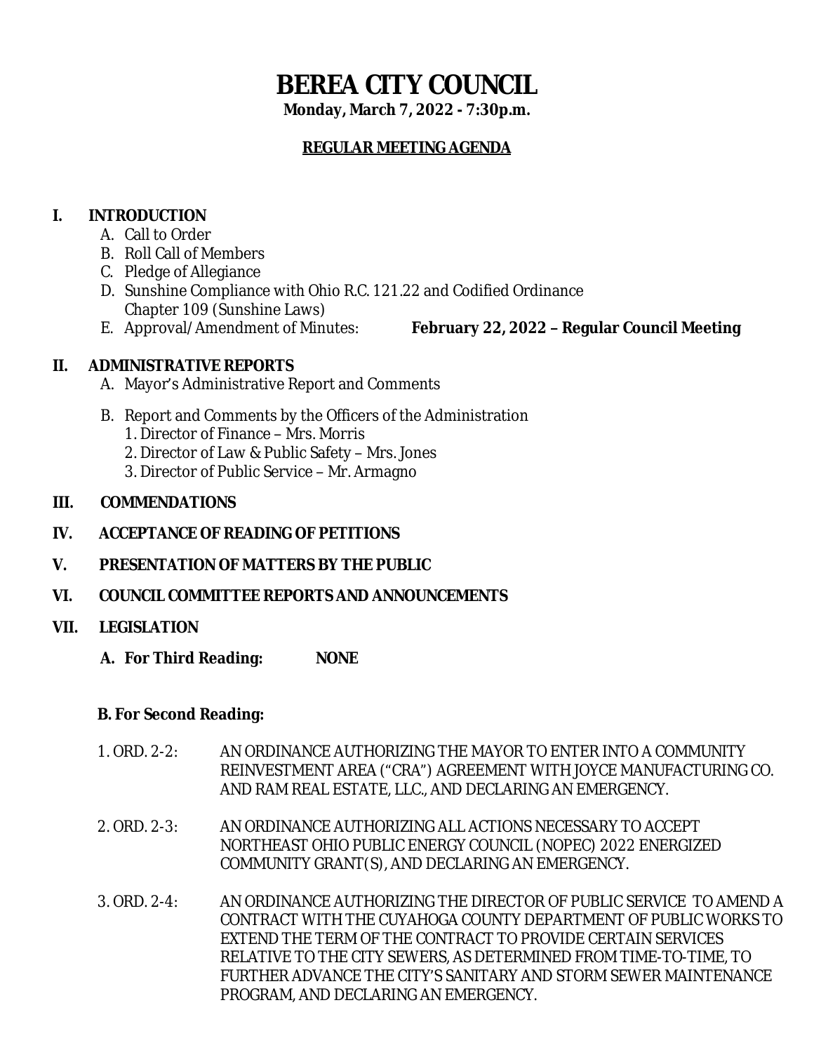# BEREA CITY COUNCIL

**Monday, March 7, 2022 - 7:30p.m.**

## REGULAR MEETING AGENDA

**I. INTRODUCTION**

A. Call to Order

B. Roll Call of Members

C. Pledge of Allegiance

D. Sunshine Compliance with Ohio R.C. 121.22 and Codified Ordinance Chapter 109 (Sunshine Laws)

E. Approval/Amendment of Minutes: **February 22, 2022 – Regular Council Meeting**

**II. ADMINISTRATIVE REPORTS**

A. Mayor's Administrative Report and Comments

B. Report and Comments by the Officers of the Administration

1. Director of Finance – Mrs. Morris
2. Director of Law & Public Safety – Mrs. Jones
3. Director of Public Service – Mr. Armagno

**III. COMMENDATIONS**

**IV. ACCEPTANCE OF READING OF PETITIONS**

**V. PRESENTATION OF MATTERS BY THE PUBLIC**

**VI. COUNCIL COMMITTEE REPORTS AND ANNOUNCEMENTS**

**VII. LEGISLATION**

**A. For Third Reading: NONE**

**B. For Second Reading:**

1. ORD. 2-2: AN ORDINANCE AUTHORIZING THE MAYOR TO ENTER INTO A COMMUNITY REINVESTMENT AREA ("CRA") AGREEMENT WITH JOYCE MANUFACTURING CO. AND RAM REAL ESTATE, LLC., AND DECLARING AN EMERGENCY.

2. ORD. 2-3: AN ORDINANCE AUTHORIZING ALL ACTIONS NECESSARY TO ACCEPT NORTHEAST OHIO PUBLIC ENERGY COUNCIL (NOPEC) 2022 ENERGIZED COMMUNITY GRANT(S), AND DECLARING AN EMERGENCY.

3. ORD. 2-4: AN ORDINANCE AUTHORIZING THE DIRECTOR OF PUBLIC SERVICE TO AMEND A CONTRACT WITH THE CUYAHOGA COUNTY DEPARTMENT OF PUBLIC WORKS TO EXTEND THE TERM OF THE CONTRACT TO PROVIDE CERTAIN SERVICES RELATIVE TO THE CITY SEWERS, AS DETERMINED FROM TIME-TO-TIME, TO FURTHER ADVANCE THE CITY'S SANITARY AND STORM SEWER MAINTENANCE PROGRAM, AND DECLARING AN EMERGENCY.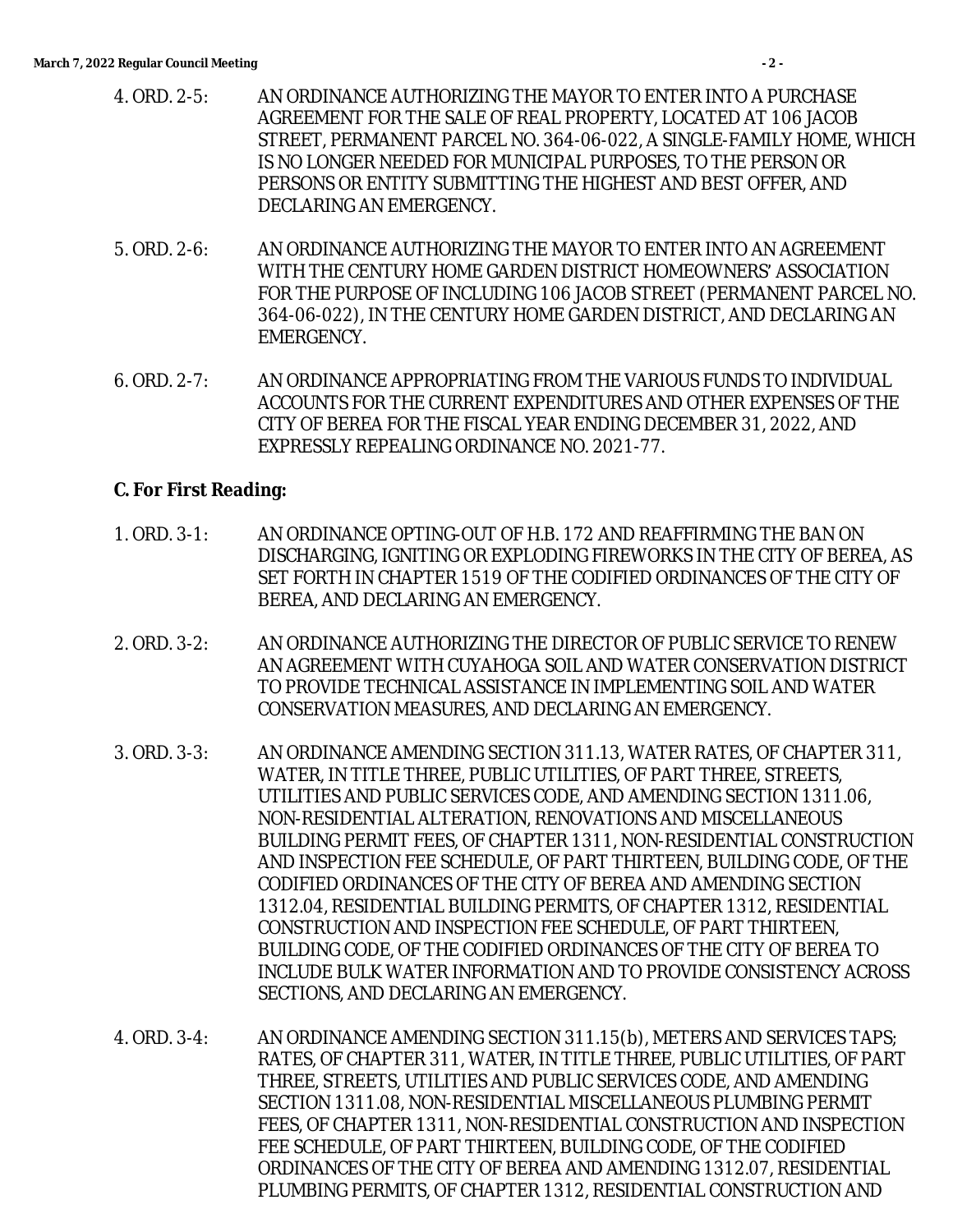4. ORD. 2-5: AN ORDINANCE AUTHORIZING THE MAYOR TO ENTER INTO A PURCHASE AGREEMENT FOR THE SALE OF REAL PROPERTY, LOCATED AT 106 JACOB STREET, PERMANENT PARCEL NO. 364-06-022, A SINGLE-FAMILY HOME, WHICH IS NO LONGER NEEDED FOR MUNICIPAL PURPOSES, TO THE PERSON OR PERSONS OR ENTITY SUBMITTING THE HIGHEST AND BEST OFFER, AND DECLARING AN EMERGENCY.

5. ORD. 2-6: AN ORDINANCE AUTHORIZING THE MAYOR TO ENTER INTO AN AGREEMENT WITH THE CENTURY HOME GARDEN DISTRICT HOMEOWNERS' ASSOCIATION FOR THE PURPOSE OF INCLUDING 106 JACOB STREET (PERMANENT PARCEL NO. 364-06-022), IN THE CENTURY HOME GARDEN DISTRICT, AND DECLARING AN EMERGENCY.

6. ORD. 2-7: AN ORDINANCE APPROPRIATING FROM THE VARIOUS FUNDS TO INDIVIDUAL ACCOUNTS FOR THE CURRENT EXPENDITURES AND OTHER EXPENSES OF THE CITY OF BEREA FOR THE FISCAL YEAR ENDING DECEMBER 31, 2022, AND EXPRESSLY REPEALING ORDINANCE NO. 2021-77.

**C. For First Reading:**

1. ORD. 3-1: AN ORDINANCE OPTING-OUT OF H.B. 172 AND REAFFIRMING THE BAN ON DISCHARGING, IGNITING OR EXPLODING FIREWORKS IN THE CITY OF BEREA, AS SET FORTH IN CHAPTER 1519 OF THE CODIFIED ORDINANCES OF THE CITY OF BEREA, AND DECLARING AN EMERGENCY.

2. ORD. 3-2: AN ORDINANCE AUTHORIZING THE DIRECTOR OF PUBLIC SERVICE TO RENEW AN AGREEMENT WITH CUYAHOGA SOIL AND WATER CONSERVATION DISTRICT TO PROVIDE TECHNICAL ASSISTANCE IN IMPLEMENTING SOIL AND WATER CONSERVATION MEASURES, AND DECLARING AN EMERGENCY.

3. ORD. 3-3: AN ORDINANCE AMENDING SECTION 311.13, WATER RATES, OF CHAPTER 311, WATER, IN TITLE THREE, PUBLIC UTILITIES, OF PART THREE, STREETS, UTILITIES AND PUBLIC SERVICES CODE, AND AMENDING SECTION 1311.06, NON-RESIDENTIAL ALTERATION, RENOVATIONS AND MISCELLANEOUS BUILDING PERMIT FEES, OF CHAPTER 1311, NON-RESIDENTIAL CONSTRUCTION AND INSPECTION FEE SCHEDULE, OF PART THIRTEEN, BUILDING CODE, OF THE CODIFIED ORDINANCES OF THE CITY OF BEREA AND AMENDING SECTION 1312.04, RESIDENTIAL BUILDING PERMITS, OF CHAPTER 1312, RESIDENTIAL CONSTRUCTION AND INSPECTION FEE SCHEDULE, OF PART THIRTEEN, BUILDING CODE, OF THE CODIFIED ORDINANCES OF THE CITY OF BEREA TO INCLUDE BULK WATER INFORMATION AND TO PROVIDE CONSISTENCY ACROSS SECTIONS, AND DECLARING AN EMERGENCY.

4. ORD. 3-4: AN ORDINANCE AMENDING SECTION 311.15(b), METERS AND SERVICES TAPS; RATES, OF CHAPTER 311, WATER, IN TITLE THREE, PUBLIC UTILITIES, OF PART THREE, STREETS, UTILITIES AND PUBLIC SERVICES CODE, AND AMENDING SECTION 1311.08, NON-RESIDENTIAL MISCELLANEOUS PLUMBING PERMIT FEES, OF CHAPTER 1311, NON-RESIDENTIAL CONSTRUCTION AND INSPECTION FEE SCHEDULE, OF PART THIRTEEN, BUILDING CODE, OF THE CODIFIED ORDINANCES OF THE CITY OF BEREA AND AMENDING 1312.07, RESIDENTIAL PLUMBING PERMITS, OF CHAPTER 1312, RESIDENTIAL CONSTRUCTION AND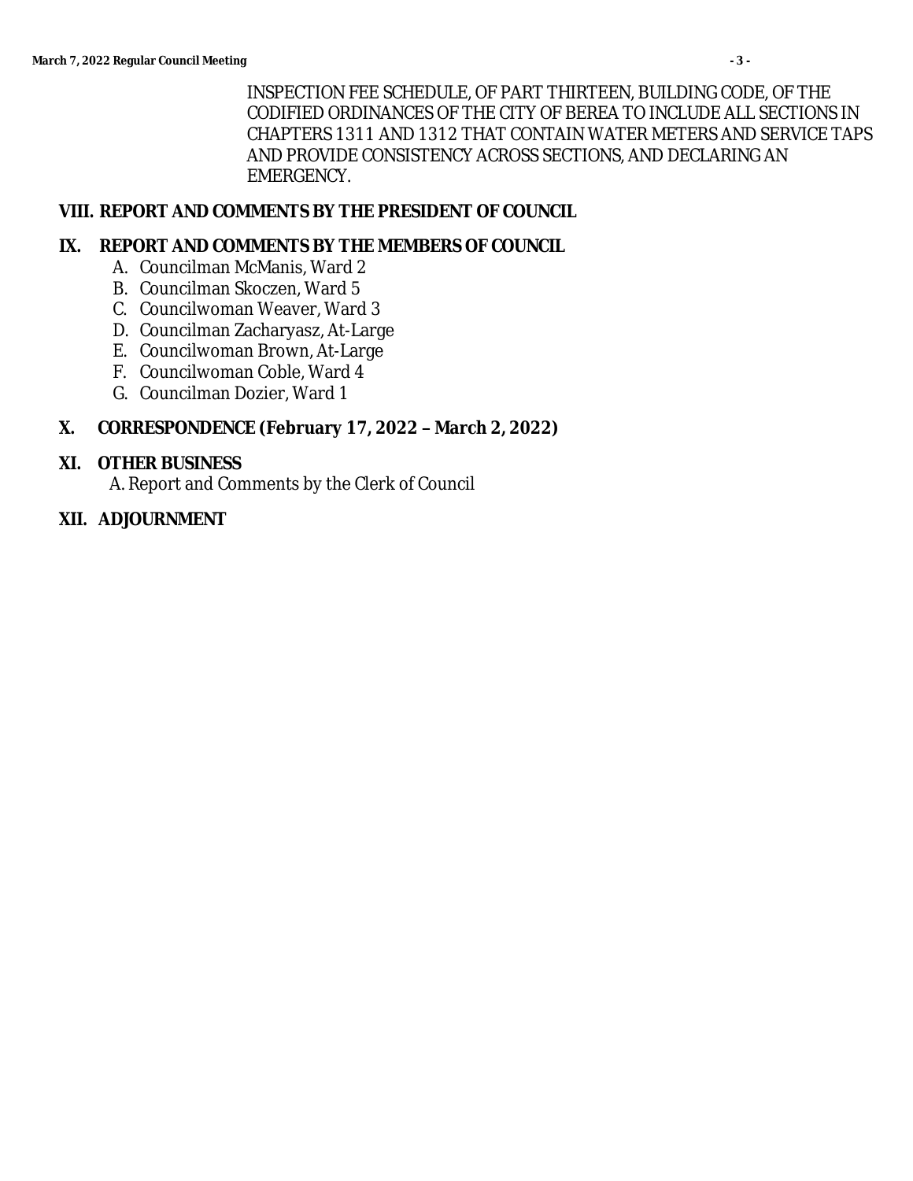INSPECTION FEE SCHEDULE, OF PART THIRTEEN, BUILDING CODE, OF THE CODIFIED ORDINANCES OF THE CITY OF BEREA TO INCLUDE ALL SECTIONS IN CHAPTERS 1311 AND 1312 THAT CONTAIN WATER METERS AND SERVICE TAPS AND PROVIDE CONSISTENCY ACROSS SECTIONS, AND DECLARING AN EMERGENCY.

**VIII. REPORT AND COMMENTS BY THE PRESIDENT OF COUNCIL**

**IX. REPORT AND COMMENTS BY THE MEMBERS OF COUNCIL**

A. Councilman McManis, Ward 2
B. Councilman Skoczen, Ward 5
C. Councilwoman Weaver, Ward 3
D. Councilman Zacharyasz, At-Large
E. Councilwoman Brown, At-Large
F. Councilwoman Coble, Ward 4
G. Councilman Dozier, Ward 1

**X. CORRESPONDENCE (February 17, 2022 – March 2, 2022)**

**XI. OTHER BUSINESS**

A. Report and Comments by the Clerk of Council

**XII. ADJOURNMENT**